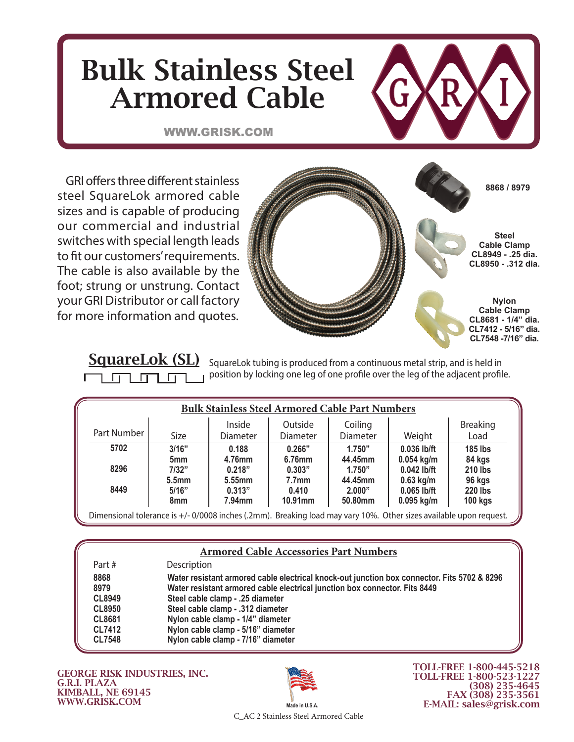# Bulk Stainless Steel Armored Cable

WWW.GRISK.COM

GRI offers three different stainless steel SquareLok armored cable sizes and is capable of producing our commercial and industrial switches with special length leads to fit our customers' requirements. The cable is also available by the foot; strung or unstrung. Contact your GRI Distributor or call factory for more information and quotes.

**8868 / 8979**

**Steel Cable Clamp**
**CL8949 - .25 dia.**
**CL8950 - .312 dia.**

**Nylon Cable Clamp**
**CL8681 - 1/4" dia.**
**CL7412 - 5/16" dia.**
**CL7548 -7/16" dia.**

## SquareLok (SL)

SquareLok tubing is produced from a continuous metal strip, and is held in position by locking one leg of one profile over the leg of the adjacent profile.

**Bulk Stainless Steel Armored Cable Part Numbers**

| Part Number | Size | Inside Diameter | Outside Diameter | Coiling Diameter | Weight | Breaking Load |
|---|---|---|---|---|---|---|
| **5702** | **3/16"** | **0.188** | **0.266"** | **1.750"** | **0.036 lb/ft** | **185 lbs** |
| | **5mm** | **4.76mm** | **6.76mm** | **44.45mm** | **0.054 kg/m** | **84 kgs** |
| **8296** | **7/32"** | **0.218"** | **0.303"** | **1.750"** | **0.042 lb/ft** | **210 lbs** |
| | **5.5mm** | **5.55mm** | **7.7mm** | **44.45mm** | **0.63 kg/m** | **96 kgs** |
| **8449** | **5/16"** | **0.313"** | **0.410** | **2.000"** | **0.065 lb/ft** | **220 lbs** |
| | **8mm** | **7.94mm** | **10.91mm** | **50.80mm** | **0.095 kg/m** | **100 kgs** |

Dimensional tolerance is +/- 0/0008 inches (.2mm). Breaking load may vary 10%. Other sizes available upon request.

**Armored Cable Accessories Part Numbers**

| Part # | Description |
|---|---|
| **8868** | **Water resistant armored cable electrical knock-out junction box connector. Fits 5702 & 8296** |
| **8979** | **Water resistant armored cable electrical junction box connector. Fits 8449** |
| **CL8949** | **Steel cable clamp - .25 diameter** |
| **CL8950** | **Steel cable clamp - .312 diameter** |
| **CL8681** | **Nylon cable clamp - 1/4" diameter** |
| **CL7412** | **Nylon cable clamp - 5/16" diameter** |
| **CL7548** | **Nylon cable clamp - 7/16" diameter** |

**GEORGE RISK INDUSTRIES, INC.**
**G.R.I. PLAZA**
**KIMBALL, NE 69145**
**WWW.GRISK.COM**

Made in U.S.A.

**TOLL-FREE 1-800-445-5218**
**TOLL-FREE 1-800-523-1227**
**(308) 235-4645**
**FAX (308) 235-3561**
**E-MAIL: sales@grisk.com**

C_AC 2 Stainless Steel Armored Cable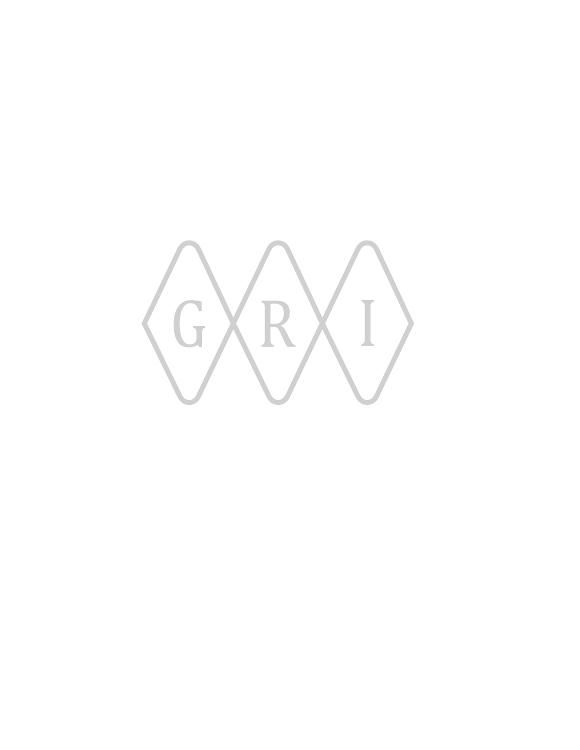G R I